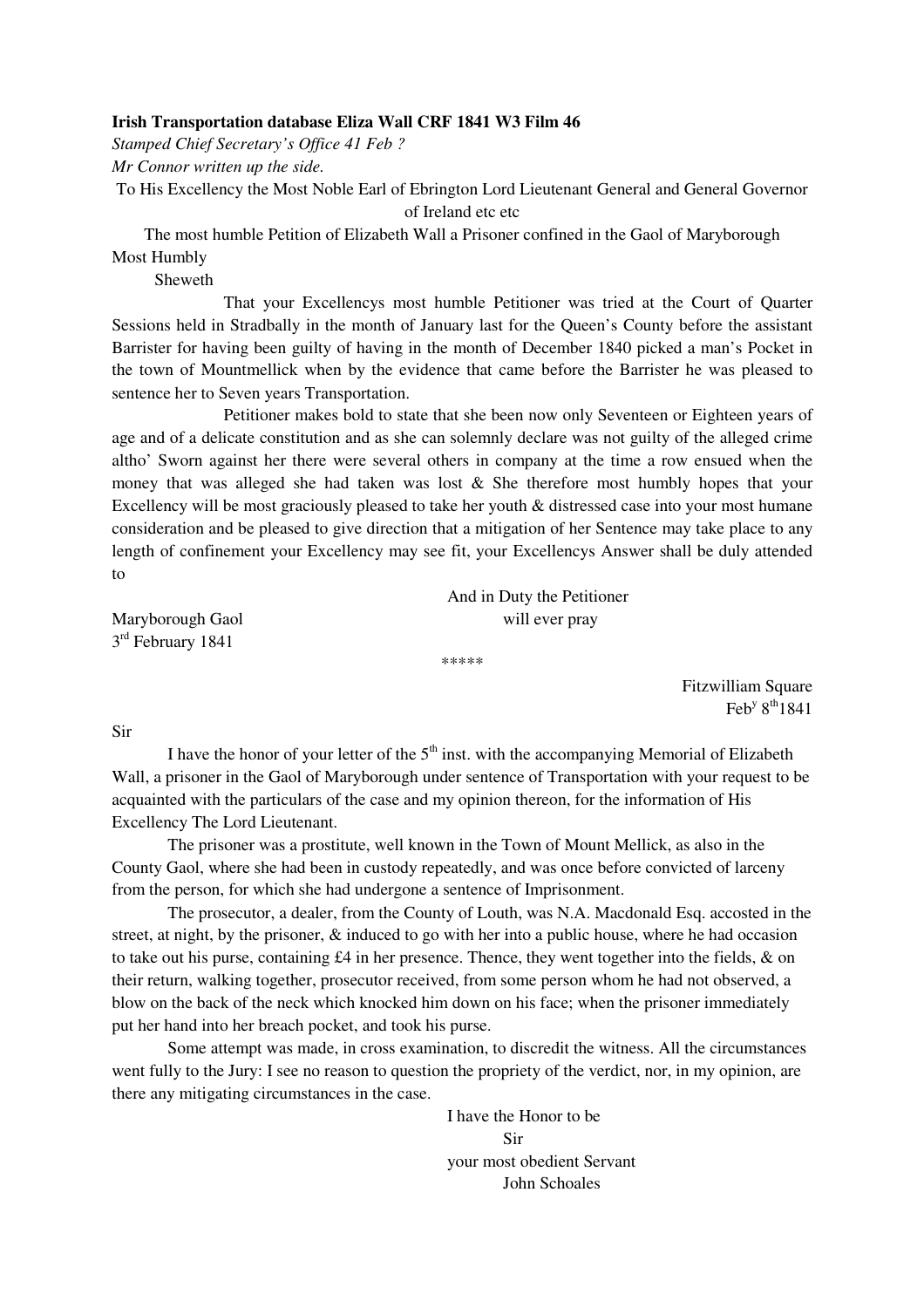**Irish Transportation database Eliza Wall CRF 1841 W3 Film 46**

*Stamped Chief Secretary's Office 41 Feb ?*

*Mr Connor written up the side.*

To His Excellency the Most Noble Earl of Ebrington Lord Lieutenant General and General Governor of Ireland etc etc

The most humble Petition of Elizabeth Wall a Prisoner confined in the Gaol of Maryborough

Most Humbly

Sheweth

That your Excellencys most humble Petitioner was tried at the Court of Quarter Sessions held in Stradbally in the month of January last for the Queen's County before the assistant Barrister for having been guilty of having in the month of December 1840 picked a man's Pocket in the town of Mountmellick when by the evidence that came before the Barrister he was pleased to sentence her to Seven years Transportation.

Petitioner makes bold to state that she been now only Seventeen or Eighteen years of age and of a delicate constitution and as she can solemnly declare was not guilty of the alleged crime altho' Sworn against her there were several others in company at the time a row ensued when the money that was alleged she had taken was lost & She therefore most humbly hopes that your Excellency will be most graciously pleased to take her youth & distressed case into your most humane consideration and be pleased to give direction that a mitigation of her Sentence may take place to any length of confinement your Excellency may see fit, your Excellencys Answer shall be duly attended to

And in Duty the Petitioner will ever pray

Maryborough Gaol

3rd February 1841

\*\*\*\*\*

Fitzwilliam Square

Feby 8th 1841

Sir

I have the honor of your letter of the 5th inst. with the accompanying Memorial of Elizabeth Wall, a prisoner in the Gaol of Maryborough under sentence of Transportation with your request to be acquainted with the particulars of the case and my opinion thereon, for the information of His Excellency The Lord Lieutenant.

The prisoner was a prostitute, well known in the Town of Mount Mellick, as also in the County Gaol, where she had been in custody repeatedly, and was once before convicted of larceny from the person, for which she had undergone a sentence of Imprisonment.

The prosecutor, a dealer, from the County of Louth, was N.A. Macdonald Esq. accosted in the street, at night, by the prisoner, & induced to go with her into a public house, where he had occasion to take out his purse, containing £4 in her presence. Thence, they went together into the fields, & on their return, walking together, prosecutor received, from some person whom he had not observed, a blow on the back of the neck which knocked him down on his face; when the prisoner immediately put her hand into her breach pocket, and took his purse.

Some attempt was made, in cross examination, to discredit the witness. All the circumstances went fully to the Jury: I see no reason to question the propriety of the verdict, nor, in my opinion, are there any mitigating circumstances in the case.

I have the Honor to be

Sir

your most obedient Servant

John Schoales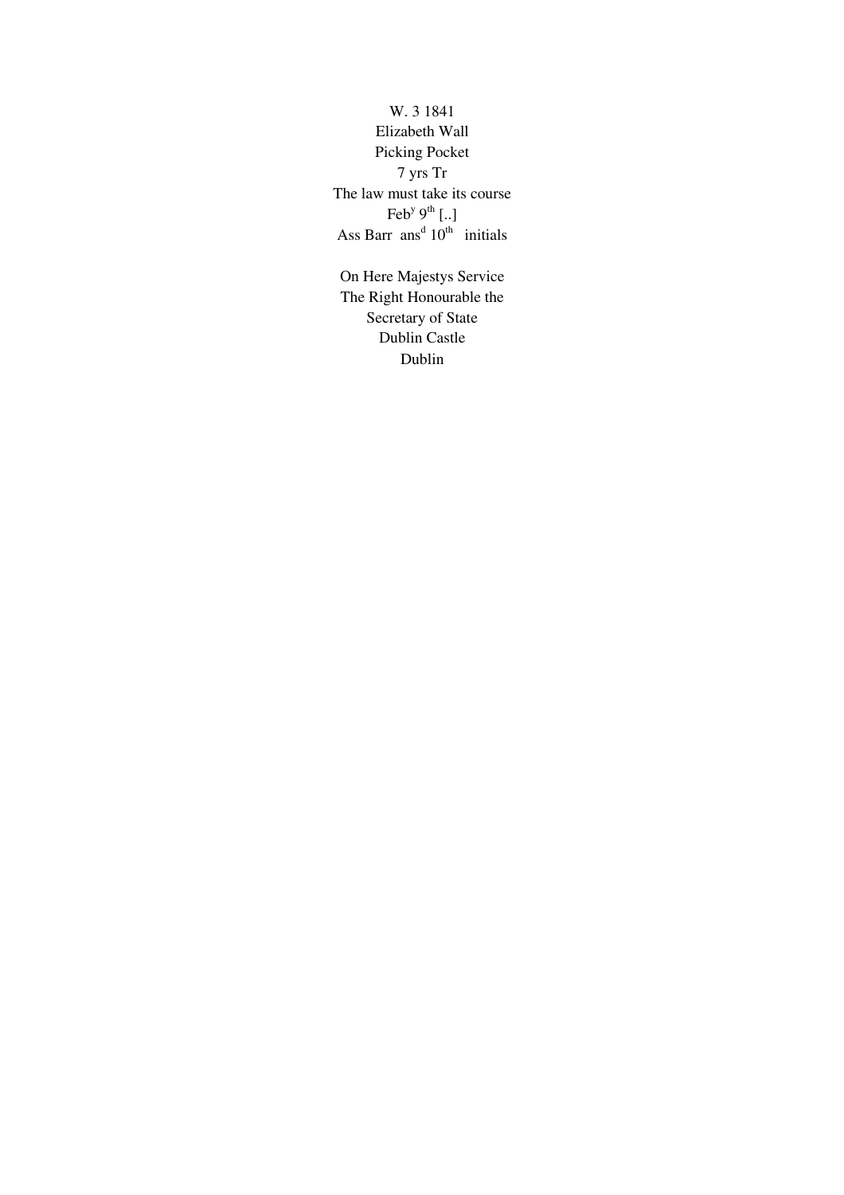W. 3 1841
Elizabeth Wall
Picking Pocket
7 yrs Tr
The law must take its course
Feb[y] 9[th] [..]
Ass Barr ans[d] 10[th] initials

On Here Majestys Service
The Right Honourable the
Secretary of State
Dublin Castle
Dublin